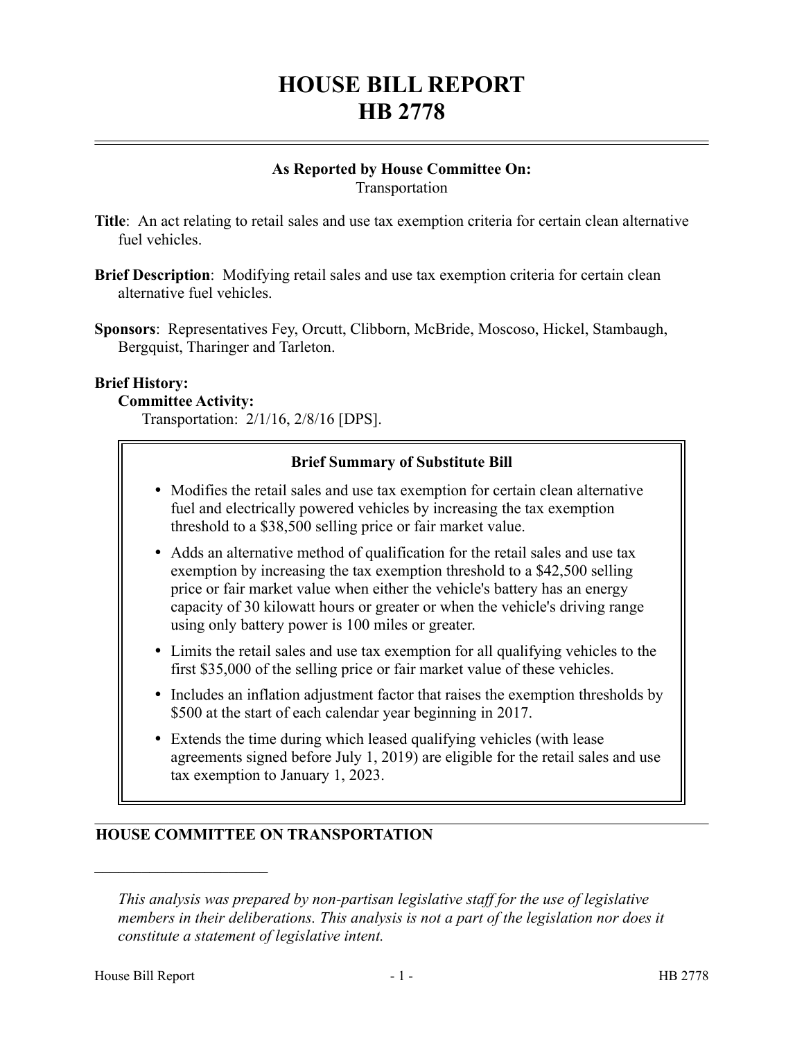# HOUSE BILL REPORT
# HB 2778

**As Reported by House Committee On:**
Transportation

**Title**: An act relating to retail sales and use tax exemption criteria for certain clean alternative fuel vehicles.

**Brief Description**: Modifying retail sales and use tax exemption criteria for certain clean alternative fuel vehicles.

**Sponsors**: Representatives Fey, Orcutt, Clibborn, McBride, Moscoso, Hickel, Stambaugh, Bergquist, Tharinger and Tarleton.

**Brief History:**

**Committee Activity:**

Transportation: 2/1/16, 2/8/16 [DPS].

**Brief Summary of Substitute Bill**

- Modifies the retail sales and use tax exemption for certain clean alternative fuel and electrically powered vehicles by increasing the tax exemption threshold to a $38,500 selling price or fair market value.
- Adds an alternative method of qualification for the retail sales and use tax exemption by increasing the tax exemption threshold to a $42,500 selling price or fair market value when either the vehicle's battery has an energy capacity of 30 kilowatt hours or greater or when the vehicle's driving range using only battery power is 100 miles or greater.
- Limits the retail sales and use tax exemption for all qualifying vehicles to the first $35,000 of the selling price or fair market value of these vehicles.
- Includes an inflation adjustment factor that raises the exemption thresholds by $500 at the start of each calendar year beginning in 2017.
- Extends the time during which leased qualifying vehicles (with lease agreements signed before July 1, 2019) are eligible for the retail sales and use tax exemption to January 1, 2023.

## HOUSE COMMITTEE ON TRANSPORTATION

*This analysis was prepared by non-partisan legislative staff for the use of legislative members in their deliberations. This analysis is not a part of the legislation nor does it constitute a statement of legislative intent.*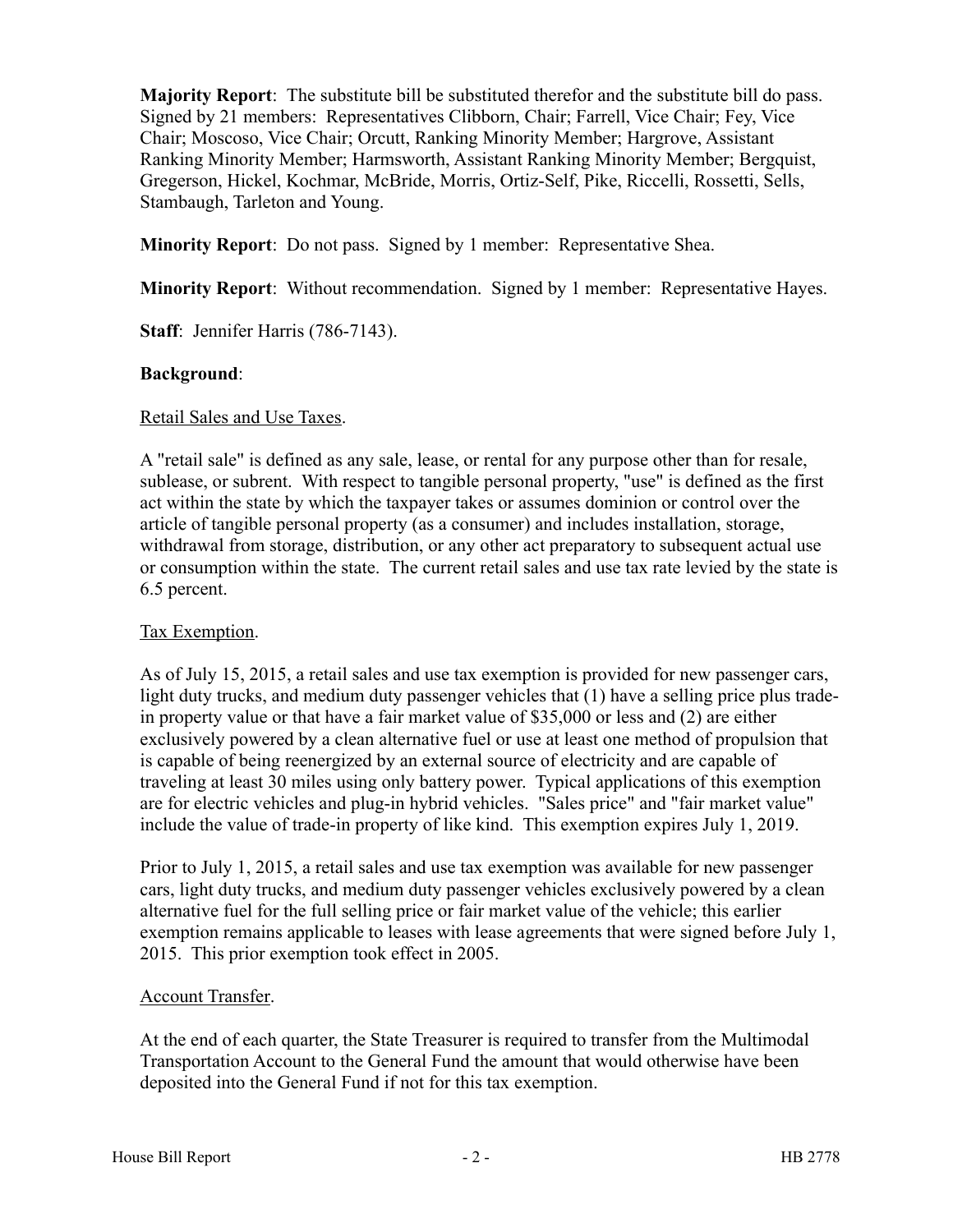**Majority Report**: The substitute bill be substituted therefor and the substitute bill do pass. Signed by 21 members: Representatives Clibborn, Chair; Farrell, Vice Chair; Fey, Vice Chair; Moscoso, Vice Chair; Orcutt, Ranking Minority Member; Hargrove, Assistant Ranking Minority Member; Harmsworth, Assistant Ranking Minority Member; Bergquist, Gregerson, Hickel, Kochmar, McBride, Morris, Ortiz-Self, Pike, Riccelli, Rossetti, Sells, Stambaugh, Tarleton and Young.

**Minority Report**: Do not pass. Signed by 1 member: Representative Shea.

**Minority Report**: Without recommendation. Signed by 1 member: Representative Hayes.

**Staff**: Jennifer Harris (786-7143).

**Background**:

Retail Sales and Use Taxes.

A "retail sale" is defined as any sale, lease, or rental for any purpose other than for resale, sublease, or subrent. With respect to tangible personal property, "use" is defined as the first act within the state by which the taxpayer takes or assumes dominion or control over the article of tangible personal property (as a consumer) and includes installation, storage, withdrawal from storage, distribution, or any other act preparatory to subsequent actual use or consumption within the state. The current retail sales and use tax rate levied by the state is 6.5 percent.

Tax Exemption.

As of July 15, 2015, a retail sales and use tax exemption is provided for new passenger cars, light duty trucks, and medium duty passenger vehicles that (1) have a selling price plus trade-in property value or that have a fair market value of $35,000 or less and (2) are either exclusively powered by a clean alternative fuel or use at least one method of propulsion that is capable of being reenergized by an external source of electricity and are capable of traveling at least 30 miles using only battery power. Typical applications of this exemption are for electric vehicles and plug-in hybrid vehicles. "Sales price" and "fair market value" include the value of trade-in property of like kind. This exemption expires July 1, 2019.

Prior to July 1, 2015, a retail sales and use tax exemption was available for new passenger cars, light duty trucks, and medium duty passenger vehicles exclusively powered by a clean alternative fuel for the full selling price or fair market value of the vehicle; this earlier exemption remains applicable to leases with lease agreements that were signed before July 1, 2015. This prior exemption took effect in 2005.

Account Transfer.

At the end of each quarter, the State Treasurer is required to transfer from the Multimodal Transportation Account to the General Fund the amount that would otherwise have been deposited into the General Fund if not for this tax exemption.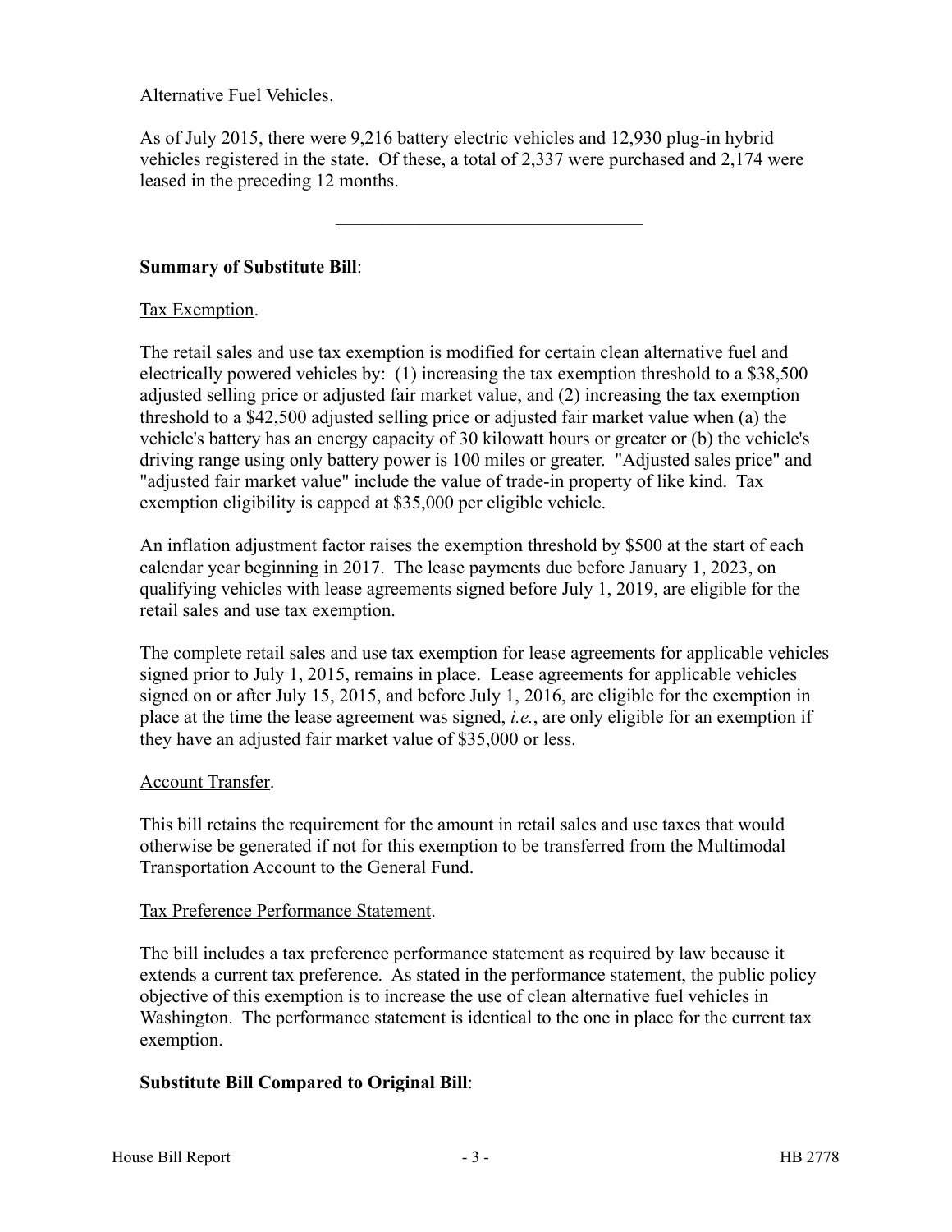Alternative Fuel Vehicles.

As of July 2015, there were 9,216 battery electric vehicles and 12,930 plug-in hybrid vehicles registered in the state. Of these, a total of 2,337 were purchased and 2,174 were leased in the preceding 12 months.

---

**Summary of Substitute Bill**:

Tax Exemption.

The retail sales and use tax exemption is modified for certain clean alternative fuel and electrically powered vehicles by: (1) increasing the tax exemption threshold to a $38,500 adjusted selling price or adjusted fair market value, and (2) increasing the tax exemption threshold to a $42,500 adjusted selling price or adjusted fair market value when (a) the vehicle's battery has an energy capacity of 30 kilowatt hours or greater or (b) the vehicle's driving range using only battery power is 100 miles or greater. "Adjusted sales price" and "adjusted fair market value" include the value of trade-in property of like kind. Tax exemption eligibility is capped at $35,000 per eligible vehicle.

An inflation adjustment factor raises the exemption threshold by $500 at the start of each calendar year beginning in 2017. The lease payments due before January 1, 2023, on qualifying vehicles with lease agreements signed before July 1, 2019, are eligible for the retail sales and use tax exemption.

The complete retail sales and use tax exemption for lease agreements for applicable vehicles signed prior to July 1, 2015, remains in place. Lease agreements for applicable vehicles signed on or after July 15, 2015, and before July 1, 2016, are eligible for the exemption in place at the time the lease agreement was signed, *i.e.*, are only eligible for an exemption if they have an adjusted fair market value of $35,000 or less.

Account Transfer.

This bill retains the requirement for the amount in retail sales and use taxes that would otherwise be generated if not for this exemption to be transferred from the Multimodal Transportation Account to the General Fund.

Tax Preference Performance Statement.

The bill includes a tax preference performance statement as required by law because it extends a current tax preference. As stated in the performance statement, the public policy objective of this exemption is to increase the use of clean alternative fuel vehicles in Washington. The performance statement is identical to the one in place for the current tax exemption.

**Substitute Bill Compared to Original Bill**: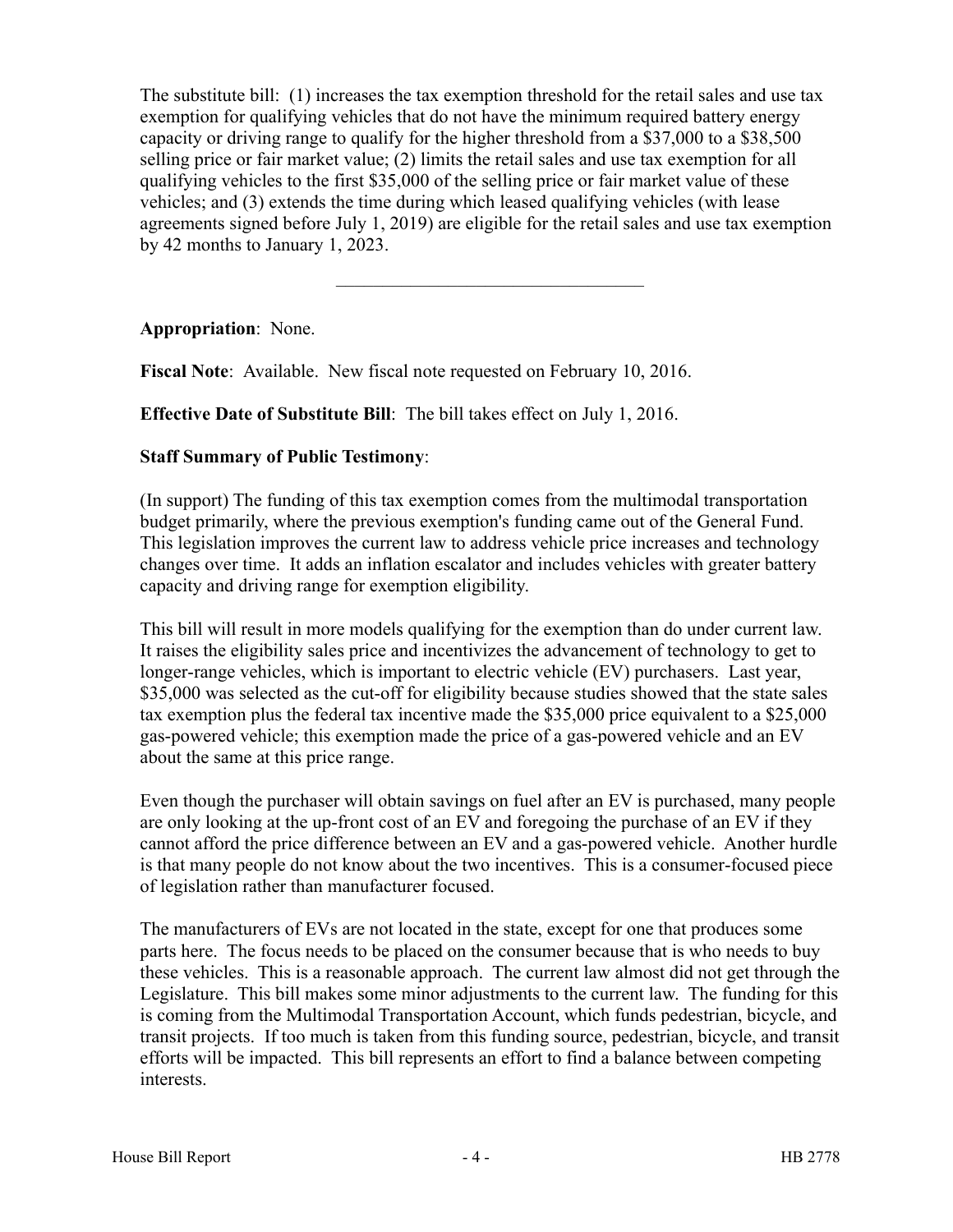The substitute bill: (1) increases the tax exemption threshold for the retail sales and use tax exemption for qualifying vehicles that do not have the minimum required battery energy capacity or driving range to qualify for the higher threshold from a $37,000 to a $38,500 selling price or fair market value; (2) limits the retail sales and use tax exemption for all qualifying vehicles to the first $35,000 of the selling price or fair market value of these vehicles; and (3) extends the time during which leased qualifying vehicles (with lease agreements signed before July 1, 2019) are eligible for the retail sales and use tax exemption by 42 months to January 1, 2023.

---

**Appropriation**: None.

**Fiscal Note**: Available. New fiscal note requested on February 10, 2016.

**Effective Date of Substitute Bill**: The bill takes effect on July 1, 2016.

**Staff Summary of Public Testimony**:

(In support) The funding of this tax exemption comes from the multimodal transportation budget primarily, where the previous exemption's funding came out of the General Fund. This legislation improves the current law to address vehicle price increases and technology changes over time. It adds an inflation escalator and includes vehicles with greater battery capacity and driving range for exemption eligibility.

This bill will result in more models qualifying for the exemption than do under current law. It raises the eligibility sales price and incentivizes the advancement of technology to get to longer-range vehicles, which is important to electric vehicle (EV) purchasers. Last year, $35,000 was selected as the cut-off for eligibility because studies showed that the state sales tax exemption plus the federal tax incentive made the $35,000 price equivalent to a $25,000 gas-powered vehicle; this exemption made the price of a gas-powered vehicle and an EV about the same at this price range.

Even though the purchaser will obtain savings on fuel after an EV is purchased, many people are only looking at the up-front cost of an EV and foregoing the purchase of an EV if they cannot afford the price difference between an EV and a gas-powered vehicle. Another hurdle is that many people do not know about the two incentives. This is a consumer-focused piece of legislation rather than manufacturer focused.

The manufacturers of EVs are not located in the state, except for one that produces some parts here. The focus needs to be placed on the consumer because that is who needs to buy these vehicles. This is a reasonable approach. The current law almost did not get through the Legislature. This bill makes some minor adjustments to the current law. The funding for this is coming from the Multimodal Transportation Account, which funds pedestrian, bicycle, and transit projects. If too much is taken from this funding source, pedestrian, bicycle, and transit efforts will be impacted. This bill represents an effort to find a balance between competing interests.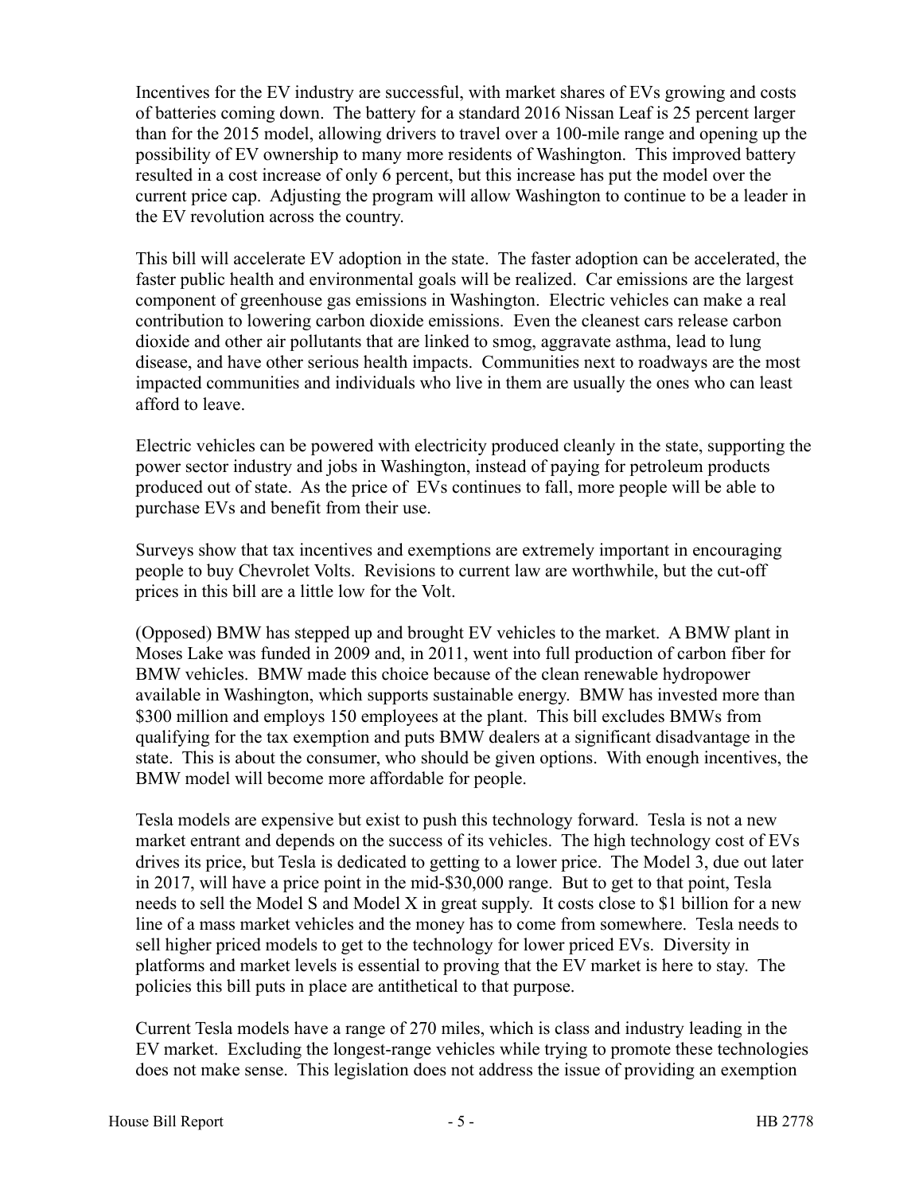Incentives for the EV industry are successful, with market shares of EVs growing and costs of batteries coming down. The battery for a standard 2016 Nissan Leaf is 25 percent larger than for the 2015 model, allowing drivers to travel over a 100-mile range and opening up the possibility of EV ownership to many more residents of Washington. This improved battery resulted in a cost increase of only 6 percent, but this increase has put the model over the current price cap. Adjusting the program will allow Washington to continue to be a leader in the EV revolution across the country.

This bill will accelerate EV adoption in the state. The faster adoption can be accelerated, the faster public health and environmental goals will be realized. Car emissions are the largest component of greenhouse gas emissions in Washington. Electric vehicles can make a real contribution to lowering carbon dioxide emissions. Even the cleanest cars release carbon dioxide and other air pollutants that are linked to smog, aggravate asthma, lead to lung disease, and have other serious health impacts. Communities next to roadways are the most impacted communities and individuals who live in them are usually the ones who can least afford to leave.

Electric vehicles can be powered with electricity produced cleanly in the state, supporting the power sector industry and jobs in Washington, instead of paying for petroleum products produced out of state. As the price of EVs continues to fall, more people will be able to purchase EVs and benefit from their use.

Surveys show that tax incentives and exemptions are extremely important in encouraging people to buy Chevrolet Volts. Revisions to current law are worthwhile, but the cut-off prices in this bill are a little low for the Volt.

(Opposed) BMW has stepped up and brought EV vehicles to the market. A BMW plant in Moses Lake was funded in 2009 and, in 2011, went into full production of carbon fiber for BMW vehicles. BMW made this choice because of the clean renewable hydropower available in Washington, which supports sustainable energy. BMW has invested more than $300 million and employs 150 employees at the plant. This bill excludes BMWs from qualifying for the tax exemption and puts BMW dealers at a significant disadvantage in the state. This is about the consumer, who should be given options. With enough incentives, the BMW model will become more affordable for people.

Tesla models are expensive but exist to push this technology forward. Tesla is not a new market entrant and depends on the success of its vehicles. The high technology cost of EVs drives its price, but Tesla is dedicated to getting to a lower price. The Model 3, due out later in 2017, will have a price point in the mid-$30,000 range. But to get to that point, Tesla needs to sell the Model S and Model X in great supply. It costs close to $1 billion for a new line of a mass market vehicles and the money has to come from somewhere. Tesla needs to sell higher priced models to get to the technology for lower priced EVs. Diversity in platforms and market levels is essential to proving that the EV market is here to stay. The policies this bill puts in place are antithetical to that purpose.

Current Tesla models have a range of 270 miles, which is class and industry leading in the EV market. Excluding the longest-range vehicles while trying to promote these technologies does not make sense. This legislation does not address the issue of providing an exemption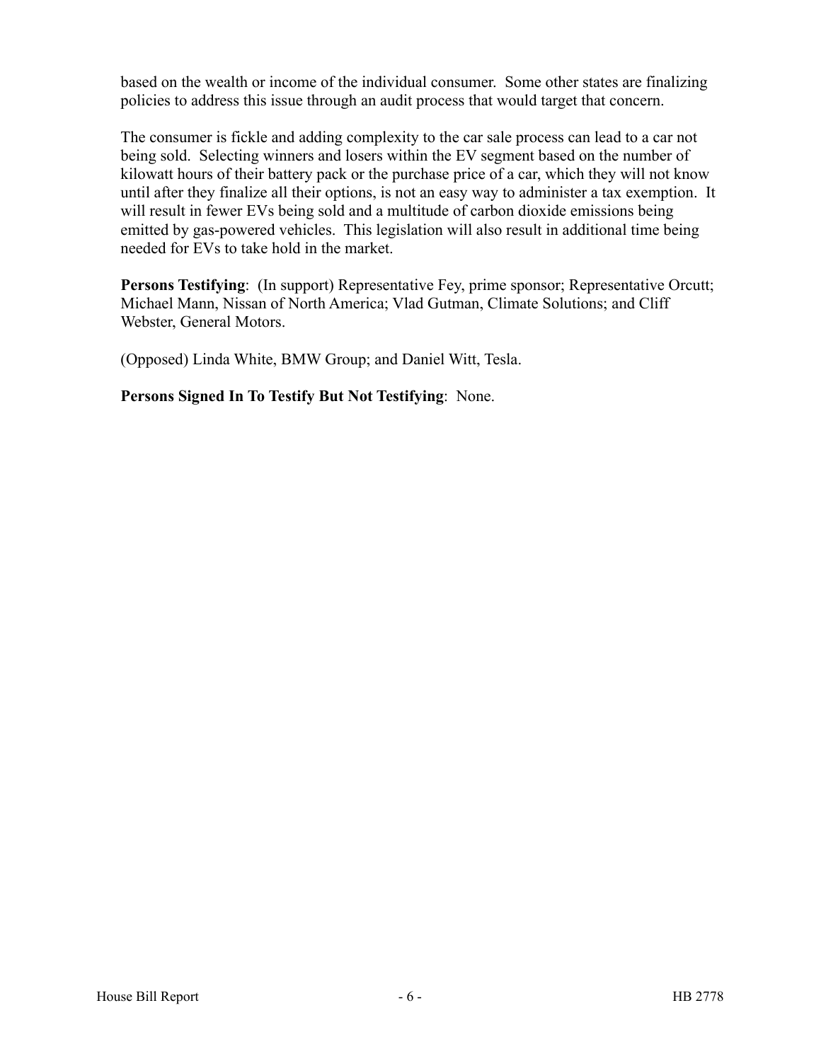based on the wealth or income of the individual consumer. Some other states are finalizing policies to address this issue through an audit process that would target that concern.

The consumer is fickle and adding complexity to the car sale process can lead to a car not being sold. Selecting winners and losers within the EV segment based on the number of kilowatt hours of their battery pack or the purchase price of a car, which they will not know until after they finalize all their options, is not an easy way to administer a tax exemption. It will result in fewer EVs being sold and a multitude of carbon dioxide emissions being emitted by gas-powered vehicles. This legislation will also result in additional time being needed for EVs to take hold in the market.

**Persons Testifying**: (In support) Representative Fey, prime sponsor; Representative Orcutt; Michael Mann, Nissan of North America; Vlad Gutman, Climate Solutions; and Cliff Webster, General Motors.

(Opposed) Linda White, BMW Group; and Daniel Witt, Tesla.

**Persons Signed In To Testify But Not Testifying**: None.